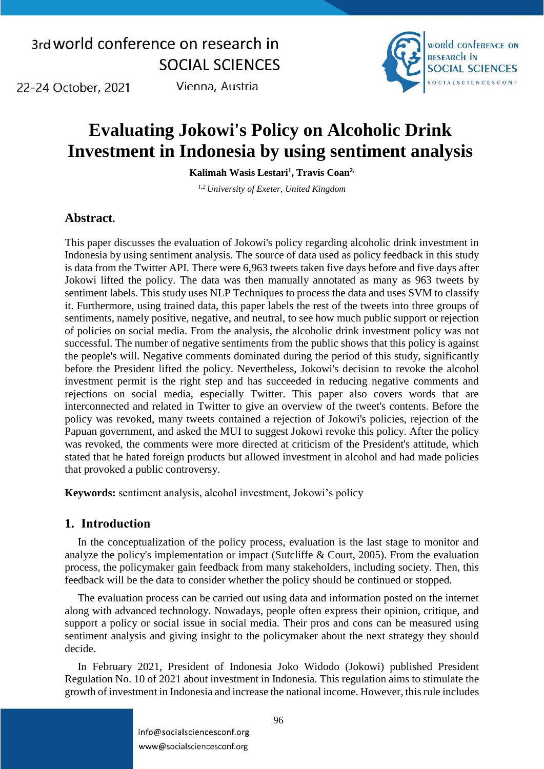# Evaluating Jokowi's Policy on Alcoholic Drink Investment in Indonesia by using sentiment analysis

**Kalimah Wasis Lestari[1], Travis Coan[2,]**

*[1,2] University of Exeter, United Kingdom*

## Abstract.

This paper discusses the evaluation of Jokowi's policy regarding alcoholic drink investment in Indonesia by using sentiment analysis. The source of data used as policy feedback in this study is data from the Twitter API. There were 6,963 tweets taken five days before and five days after Jokowi lifted the policy. The data was then manually annotated as many as 963 tweets by sentiment labels. This study uses NLP Techniques to process the data and uses SVM to classify it. Furthermore, using trained data, this paper labels the rest of the tweets into three groups of sentiments, namely positive, negative, and neutral, to see how much public support or rejection of policies on social media. From the analysis, the alcoholic drink investment policy was not successful. The number of negative sentiments from the public shows that this policy is against the people's will. Negative comments dominated during the period of this study, significantly before the President lifted the policy. Nevertheless, Jokowi's decision to revoke the alcohol investment permit is the right step and has succeeded in reducing negative comments and rejections on social media, especially Twitter. This paper also covers words that are interconnected and related in Twitter to give an overview of the tweet's contents. Before the policy was revoked, many tweets contained a rejection of Jokowi's policies, rejection of the Papuan government, and asked the MUI to suggest Jokowi revoke this policy. After the policy was revoked, the comments were more directed at criticism of the President's attitude, which stated that he hated foreign products but allowed investment in alcohol and had made policies that provoked a public controversy.

**Keywords:** sentiment analysis, alcohol investment, Jokowi's policy

## 1. Introduction

In the conceptualization of the policy process, evaluation is the last stage to monitor and analyze the policy's implementation or impact (Sutcliffe & Court, 2005). From the evaluation process, the policymaker gain feedback from many stakeholders, including society. Then, this feedback will be the data to consider whether the policy should be continued or stopped.

The evaluation process can be carried out using data and information posted on the internet along with advanced technology. Nowadays, people often express their opinion, critique, and support a policy or social issue in social media. Their pros and cons can be measured using sentiment analysis and giving insight to the policymaker about the next strategy they should decide.

In February 2021, President of Indonesia Joko Widodo (Jokowi) published President Regulation No. 10 of 2021 about investment in Indonesia. This regulation aims to stimulate the growth of investment in Indonesia and increase the national income. However, this rule includes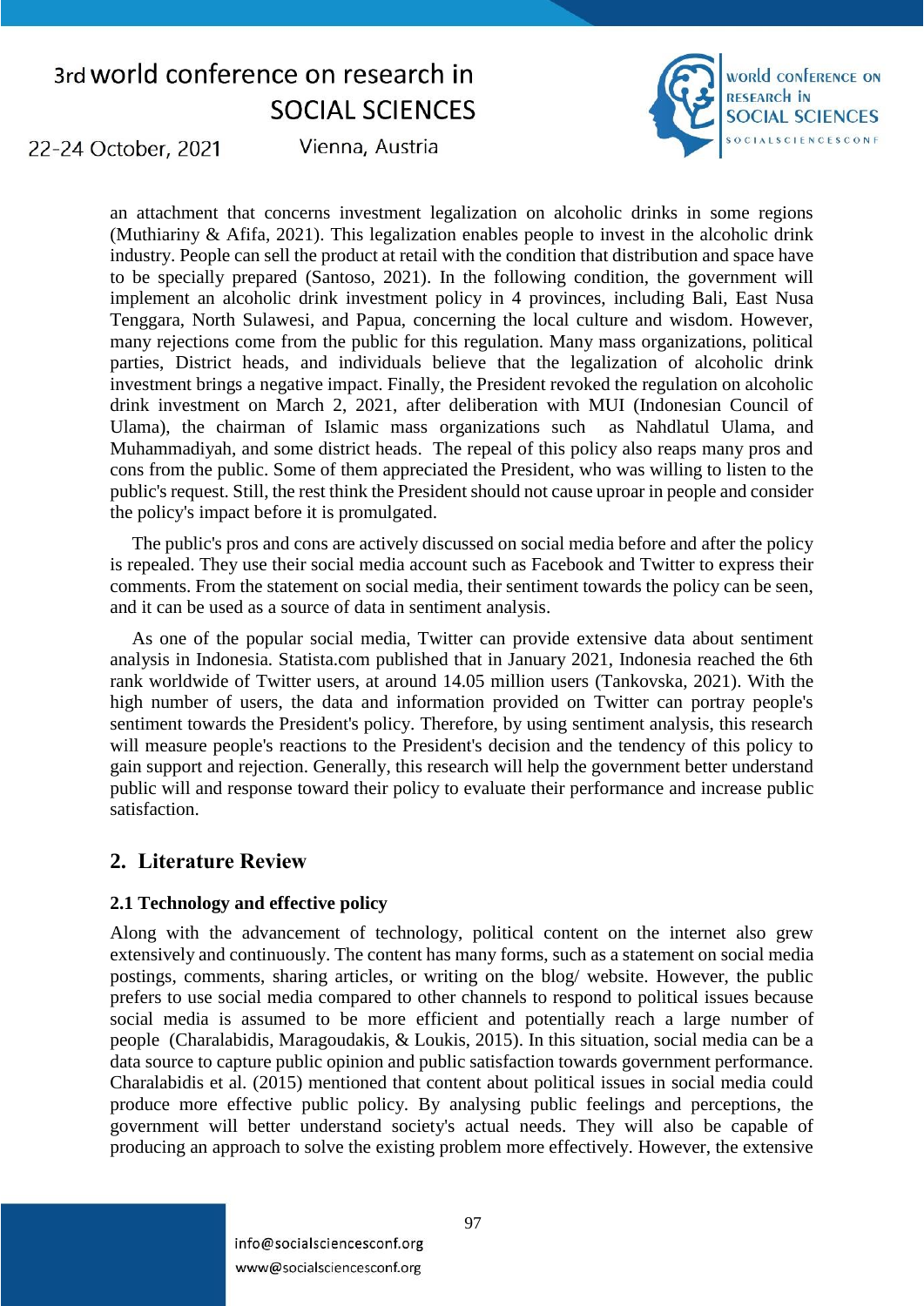an attachment that concerns investment legalization on alcoholic drinks in some regions (Muthiariny & Afifa, 2021). This legalization enables people to invest in the alcoholic drink industry. People can sell the product at retail with the condition that distribution and space have to be specially prepared (Santoso, 2021). In the following condition, the government will implement an alcoholic drink investment policy in 4 provinces, including Bali, East Nusa Tenggara, North Sulawesi, and Papua, concerning the local culture and wisdom. However, many rejections come from the public for this regulation. Many mass organizations, political parties, District heads, and individuals believe that the legalization of alcoholic drink investment brings a negative impact. Finally, the President revoked the regulation on alcoholic drink investment on March 2, 2021, after deliberation with MUI (Indonesian Council of Ulama), the chairman of Islamic mass organizations such as Nahdlatul Ulama, and Muhammadiyah, and some district heads. The repeal of this policy also reaps many pros and cons from the public. Some of them appreciated the President, who was willing to listen to the public's request. Still, the rest think the President should not cause uproar in people and consider the policy's impact before it is promulgated.

The public's pros and cons are actively discussed on social media before and after the policy is repealed. They use their social media account such as Facebook and Twitter to express their comments. From the statement on social media, their sentiment towards the policy can be seen, and it can be used as a source of data in sentiment analysis.

As one of the popular social media, Twitter can provide extensive data about sentiment analysis in Indonesia. Statista.com published that in January 2021, Indonesia reached the 6th rank worldwide of Twitter users, at around 14.05 million users (Tankovska, 2021). With the high number of users, the data and information provided on Twitter can portray people's sentiment towards the President's policy. Therefore, by using sentiment analysis, this research will measure people's reactions to the President's decision and the tendency of this policy to gain support and rejection. Generally, this research will help the government better understand public will and response toward their policy to evaluate their performance and increase public satisfaction.

## 2. Literature Review

### 2.1 Technology and effective policy

Along with the advancement of technology, political content on the internet also grew extensively and continuously. The content has many forms, such as a statement on social media postings, comments, sharing articles, or writing on the blog/ website. However, the public prefers to use social media compared to other channels to respond to political issues because social media is assumed to be more efficient and potentially reach a large number of people (Charalabidis, Maragoudakis, & Loukis, 2015). In this situation, social media can be a data source to capture public opinion and public satisfaction towards government performance. Charalabidis et al. (2015) mentioned that content about political issues in social media could produce more effective public policy. By analysing public feelings and perceptions, the government will better understand society's actual needs. They will also be capable of producing an approach to solve the existing problem more effectively. However, the extensive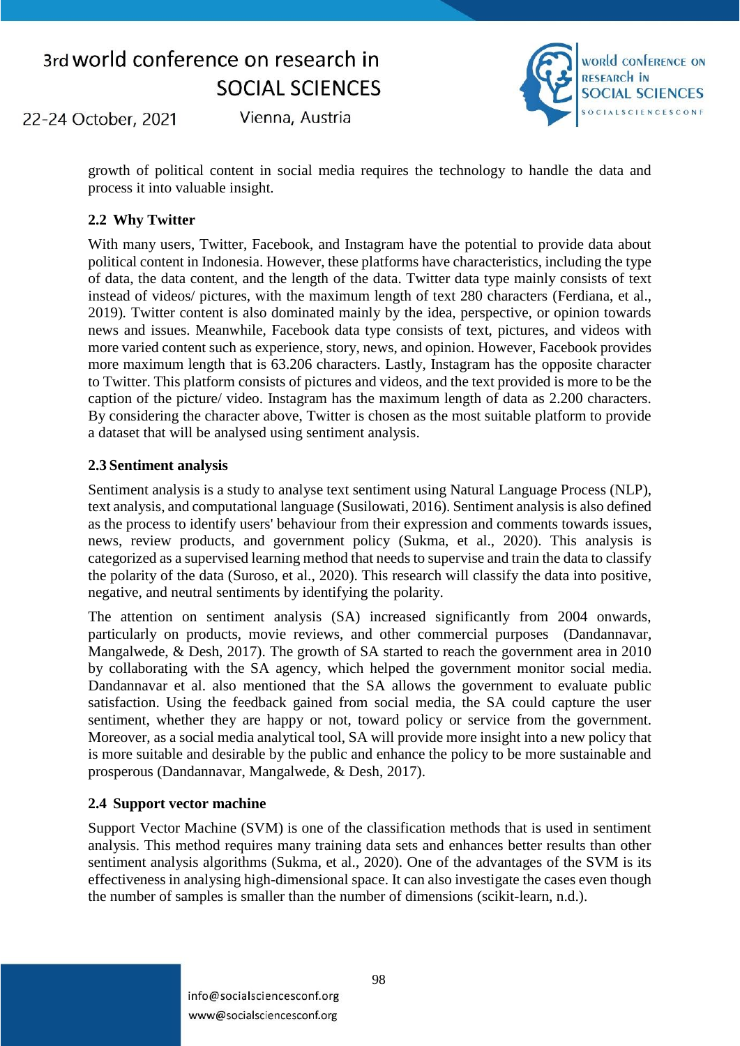growth of political content in social media requires the technology to handle the data and process it into valuable insight.

### 2.2 Why Twitter

With many users, Twitter, Facebook, and Instagram have the potential to provide data about political content in Indonesia. However, these platforms have characteristics, including the type of data, the data content, and the length of the data. Twitter data type mainly consists of text instead of videos/ pictures, with the maximum length of text 280 characters (Ferdiana, et al., 2019). Twitter content is also dominated mainly by the idea, perspective, or opinion towards news and issues. Meanwhile, Facebook data type consists of text, pictures, and videos with more varied content such as experience, story, news, and opinion. However, Facebook provides more maximum length that is 63.206 characters. Lastly, Instagram has the opposite character to Twitter. This platform consists of pictures and videos, and the text provided is more to be the caption of the picture/ video. Instagram has the maximum length of data as 2.200 characters. By considering the character above, Twitter is chosen as the most suitable platform to provide a dataset that will be analysed using sentiment analysis.

### 2.3 Sentiment analysis

Sentiment analysis is a study to analyse text sentiment using Natural Language Process (NLP), text analysis, and computational language (Susilowati, 2016). Sentiment analysis is also defined as the process to identify users' behaviour from their expression and comments towards issues, news, review products, and government policy (Sukma, et al., 2020). This analysis is categorized as a supervised learning method that needs to supervise and train the data to classify the polarity of the data (Suroso, et al., 2020). This research will classify the data into positive, negative, and neutral sentiments by identifying the polarity.

The attention on sentiment analysis (SA) increased significantly from 2004 onwards, particularly on products, movie reviews, and other commercial purposes (Dandannavar, Mangalwede, & Desh, 2017). The growth of SA started to reach the government area in 2010 by collaborating with the SA agency, which helped the government monitor social media. Dandannavar et al. also mentioned that the SA allows the government to evaluate public satisfaction. Using the feedback gained from social media, the SA could capture the user sentiment, whether they are happy or not, toward policy or service from the government. Moreover, as a social media analytical tool, SA will provide more insight into a new policy that is more suitable and desirable by the public and enhance the policy to be more sustainable and prosperous (Dandannavar, Mangalwede, & Desh, 2017).

### 2.4 Support vector machine

Support Vector Machine (SVM) is one of the classification methods that is used in sentiment analysis. This method requires many training data sets and enhances better results than other sentiment analysis algorithms (Sukma, et al., 2020). One of the advantages of the SVM is its effectiveness in analysing high-dimensional space. It can also investigate the cases even though the number of samples is smaller than the number of dimensions (scikit-learn, n.d.).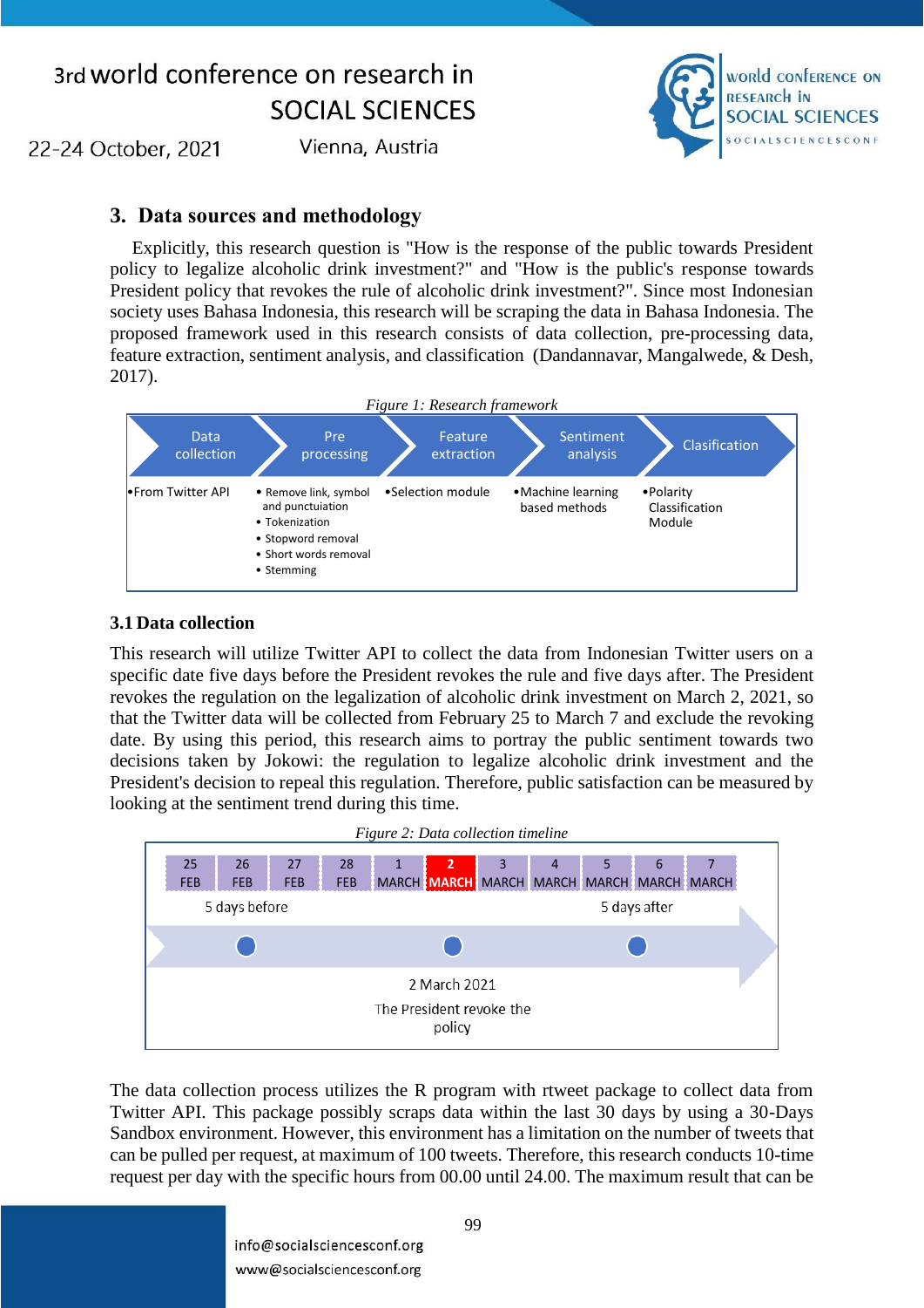## 3. Data sources and methodology

Explicitly, this research question is "How is the response of the public towards President policy to legalize alcoholic drink investment?" and "How is the public's response towards President policy that revokes the rule of alcoholic drink investment?". Since most Indonesian society uses Bahasa Indonesia, this research will be scraping the data in Bahasa Indonesia. The proposed framework used in this research consists of data collection, pre-processing data, feature extraction, sentiment analysis, and classification (Dandannavar, Mangalwede, & Desh, 2017).

*Figure 1: Research framework*

| Data collection | Pre processing | Feature extraction | Sentiment analysis | Clasification |
|---|---|---|---|---|
| • From Twitter API | • Remove link, symbol and punctuation<br>• Tokenization<br>• Stopword removal<br>• Short words removal<br>• Stemming | • Selection module | • Machine learning based methods | • Polarity Classification Module |

### 3.1 Data collection

This research will utilize Twitter API to collect the data from Indonesian Twitter users on a specific date five days before the President revokes the rule and five days after. The President revokes the regulation on the legalization of alcoholic drink investment on March 2, 2021, so that the Twitter data will be collected from February 25 to March 7 and exclude the revoking date. By using this period, this research aims to portray the public sentiment towards two decisions taken by Jokowi: the regulation to legalize alcoholic drink investment and the President's decision to repeal this regulation. Therefore, public satisfaction can be measured by looking at the sentiment trend during this time.

*Figure 2: Data collection timeline*

| 25 FEB | 26 FEB | 27 FEB | 28 FEB | 1 MARCH | **2 MARCH** | 3 MARCH | 4 MARCH | 5 MARCH | 6 MARCH | 7 MARCH |
|---|---|---|---|---|---|---|---|---|---|---|

5 days before — 2 March 2021: The President revoke the policy — 5 days after

The data collection process utilizes the R program with rtweet package to collect data from Twitter API. This package possibly scraps data within the last 30 days by using a 30-Days Sandbox environment. However, this environment has a limitation on the number of tweets that can be pulled per request, at maximum of 100 tweets. Therefore, this research conducts 10-time request per day with the specific hours from 00.00 until 24.00. The maximum result that can be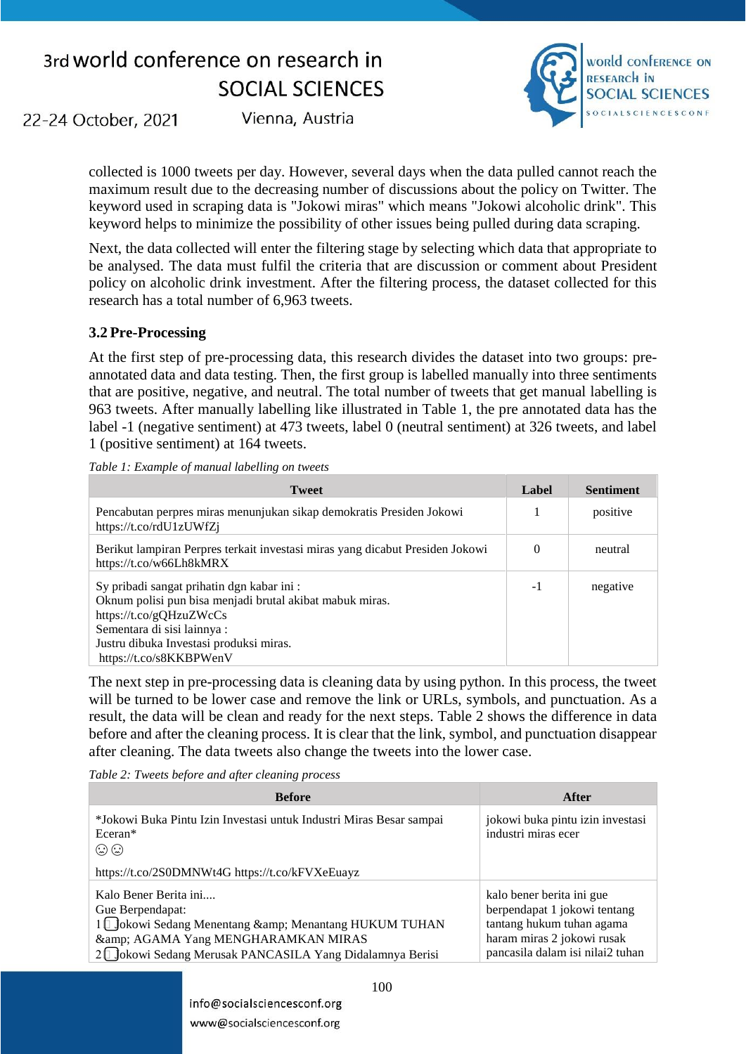collected is 1000 tweets per day. However, several days when the data pulled cannot reach the maximum result due to the decreasing number of discussions about the policy on Twitter. The keyword used in scraping data is "Jokowi miras" which means "Jokowi alcoholic drink". This keyword helps to minimize the possibility of other issues being pulled during data scraping.

Next, the data collected will enter the filtering stage by selecting which data that appropriate to be analysed. The data must fulfil the criteria that are discussion or comment about President policy on alcoholic drink investment. After the filtering process, the dataset collected for this research has a total number of 6,963 tweets.

### 3.2 Pre-Processing

At the first step of pre-processing data, this research divides the dataset into two groups: pre-annotated data and data testing. Then, the first group is labelled manually into three sentiments that are positive, negative, and neutral. The total number of tweets that get manual labelling is 963 tweets. After manually labelling like illustrated in Table 1, the pre annotated data has the label -1 (negative sentiment) at 473 tweets, label 0 (neutral sentiment) at 326 tweets, and label 1 (positive sentiment) at 164 tweets.

*Table 1: Example of manual labelling on tweets*

| Tweet | Label | Sentiment |
|---|---|---|
| Pencabutan perpres miras menunjukan sikap demokratis Presiden Jokowi https://t.co/rdU1zUWfZj | 1 | positive |
| Berikut lampiran Perpres terkait investasi miras yang dicabut Presiden Jokowi https://t.co/w66Lh8kMRX | 0 | neutral |
| Sy pribadi sangat prihatin dgn kabar ini : Oknum polisi pun bisa menjadi brutal akibat mabuk miras. https://t.co/gQHzuZWcCs Sementara di sisi lainnya : Justru dibuka Investasi produksi miras. https://t.co/s8KKBPWenV | -1 | negative |

The next step in pre-processing data is cleaning data by using python. In this process, the tweet will be turned to be lower case and remove the link or URLs, symbols, and punctuation. As a result, the data will be clean and ready for the next steps. Table 2 shows the difference in data before and after the cleaning process. It is clear that the link, symbol, and punctuation disappear after cleaning. The data tweets also change the tweets into the lower case.

*Table 2: Tweets before and after cleaning process*

| Before | After |
|---|---|
| *Jokowi Buka Pintu Izin Investasi untuk Industri Miras Besar sampai Eceran* ☹☹ https://t.co/2S0DMNWt4G https://t.co/kFVXeEuayz | jokowi buka pintu izin investasi industri miras ecer |
| Kalo Bener Berita ini.... Gue Berpendapat: 1⃣ Jokowi Sedang Menentang &amp; Menantang HUKUM TUHAN &amp; AGAMA Yang MENGHARAMKAN MIRAS 2⃣ Jokowi Sedang Merusak PANCASILA Yang Didalamnya Berisi | kalo bener berita ini gue berpendapat 1 jokowi tentang tantang hukum tuhan agama haram miras 2 jokowi rusak pancasila dalam isi nilai2 tuhan |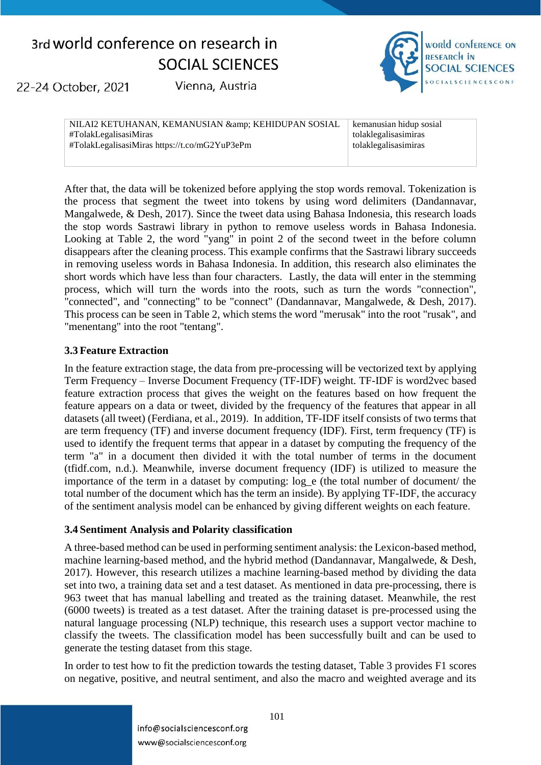| | |
|---|---|
| NILAI2 KETUHANAN, KEMANUSIAN &amp; KEHIDUPAN SOSIAL #TolakLegalisasiMiras #TolakLegalisasiMiras https://t.co/mG2YuP3ePm | kemanusian hidup sosial tolaklegalisasimiras tolaklegalisasimiras |

After that, the data will be tokenized before applying the stop words removal. Tokenization is the process that segment the tweet into tokens by using word delimiters (Dandannavar, Mangalwede, & Desh, 2017). Since the tweet data using Bahasa Indonesia, this research loads the stop words Sastrawi library in python to remove useless words in Bahasa Indonesia. Looking at Table 2, the word "yang" in point 2 of the second tweet in the before column disappears after the cleaning process. This example confirms that the Sastrawi library succeeds in removing useless words in Bahasa Indonesia. In addition, this research also eliminates the short words which have less than four characters. Lastly, the data will enter in the stemming process, which will turn the words into the roots, such as turn the words "connection", "connected", and "connecting" to be "connect" (Dandannavar, Mangalwede, & Desh, 2017). This process can be seen in Table 2, which stems the word "merusak" into the root "rusak", and "menentang" into the root "tentang".

### 3.3 Feature Extraction

In the feature extraction stage, the data from pre-processing will be vectorized text by applying Term Frequency – Inverse Document Frequency (TF-IDF) weight. TF-IDF is word2vec based feature extraction process that gives the weight on the features based on how frequent the feature appears on a data or tweet, divided by the frequency of the features that appear in all datasets (all tweet) (Ferdiana, et al., 2019). In addition, TF-IDF itself consists of two terms that are term frequency (TF) and inverse document frequency (IDF). First, term frequency (TF) is used to identify the frequent terms that appear in a dataset by computing the frequency of the term "a" in a document then divided it with the total number of terms in the document (tfidf.com, n.d.). Meanwhile, inverse document frequency (IDF) is utilized to measure the importance of the term in a dataset by computing: log_e (the total number of document/ the total number of the document which has the term an inside). By applying TF-IDF, the accuracy of the sentiment analysis model can be enhanced by giving different weights on each feature.

### 3.4 Sentiment Analysis and Polarity classification

A three-based method can be used in performing sentiment analysis: the Lexicon-based method, machine learning-based method, and the hybrid method (Dandannavar, Mangalwede, & Desh, 2017). However, this research utilizes a machine learning-based method by dividing the data set into two, a training data set and a test dataset. As mentioned in data pre-processing, there is 963 tweet that has manual labelling and treated as the training dataset. Meanwhile, the rest (6000 tweets) is treated as a test dataset. After the training dataset is pre-processed using the natural language processing (NLP) technique, this research uses a support vector machine to classify the tweets. The classification model has been successfully built and can be used to generate the testing dataset from this stage.

In order to test how to fit the prediction towards the testing dataset, Table 3 provides F1 scores on negative, positive, and neutral sentiment, and also the macro and weighted average and its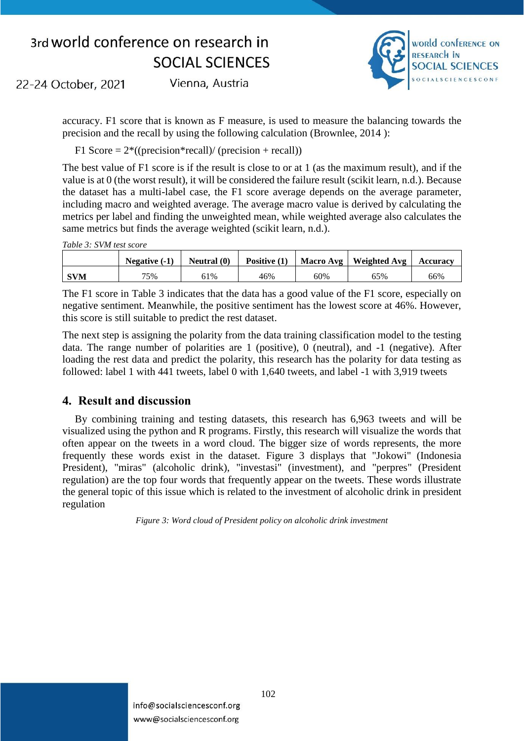accuracy. F1 score that is known as F measure, is used to measure the balancing towards the precision and the recall by using the following calculation (Brownlee, 2014 ):

F1 Score = 2*((precision*recall)/ (precision + recall))

The best value of F1 score is if the result is close to or at 1 (as the maximum result), and if the value is at 0 (the worst result), it will be considered the failure result (scikit learn, n.d.). Because the dataset has a multi-label case, the F1 score average depends on the average parameter, including macro and weighted average. The average macro value is derived by calculating the metrics per label and finding the unweighted mean, while weighted average also calculates the same metrics but finds the average weighted (scikit learn, n.d.).

*Table 3: SVM test score*

| | Negative (-1) | Neutral (0) | Positive (1) | Macro Avg | Weighted Avg | Accuracy |
|---|---|---|---|---|---|---|
| **SVM** | 75% | 61% | 46% | 60% | 65% | 66% |

The F1 score in Table 3 indicates that the data has a good value of the F1 score, especially on negative sentiment. Meanwhile, the positive sentiment has the lowest score at 46%. However, this score is still suitable to predict the rest dataset.

The next step is assigning the polarity from the data training classification model to the testing data. The range number of polarities are 1 (positive), 0 (neutral), and -1 (negative). After loading the rest data and predict the polarity, this research has the polarity for data testing as followed: label 1 with 441 tweets, label 0 with 1,640 tweets, and label -1 with 3,919 tweets

## 4. Result and discussion

By combining training and testing datasets, this research has 6,963 tweets and will be visualized using the python and R programs. Firstly, this research will visualize the words that often appear on the tweets in a word cloud. The bigger size of words represents, the more frequently these words exist in the dataset. Figure 3 displays that "Jokowi" (Indonesia President), "miras" (alcoholic drink), "investasi" (investment), and "perpres" (President regulation) are the top four words that frequently appear on the tweets. These words illustrate the general topic of this issue which is related to the investment of alcoholic drink in president regulation

*Figure 3: Word cloud of President policy on alcoholic drink investment*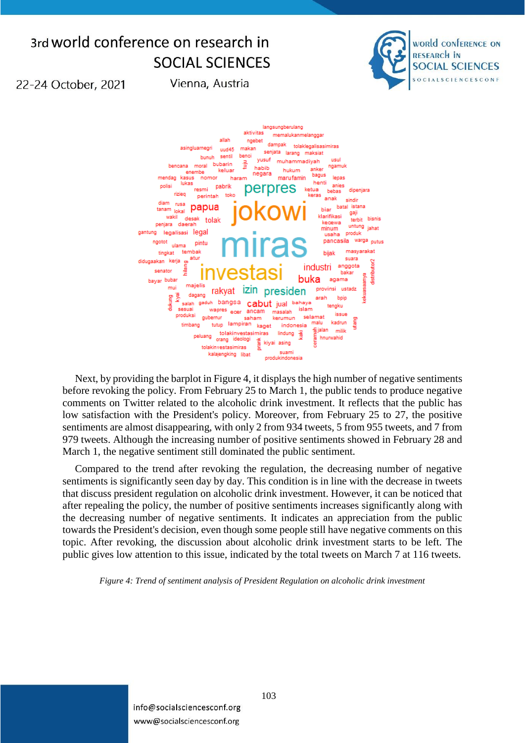Next, by providing the barplot in Figure 4, it displays the high number of negative sentiments before revoking the policy. From February 25 to March 1, the public tends to produce negative comments on Twitter related to the alcoholic drink investment. It reflects that the public has low satisfaction with the President's policy. Moreover, from February 25 to 27, the positive sentiments are almost disappearing, with only 2 from 934 tweets, 5 from 955 tweets, and 7 from 979 tweets. Although the increasing number of positive sentiments showed in February 28 and March 1, the negative sentiment still dominated the public sentiment.

Compared to the trend after revoking the regulation, the decreasing number of negative sentiments is significantly seen day by day. This condition is in line with the decrease in tweets that discuss president regulation on alcoholic drink investment. However, it can be noticed that after repealing the policy, the number of positive sentiments increases significantly along with the decreasing number of negative sentiments. It indicates an appreciation from the public towards the President's decision, even though some people still have negative comments on this topic. After revoking, the discussion about alcoholic drink investment starts to be left. The public gives low attention to this issue, indicated by the total tweets on March 7 at 116 tweets.

*Figure 4: Trend of sentiment analysis of President Regulation on alcoholic drink investment*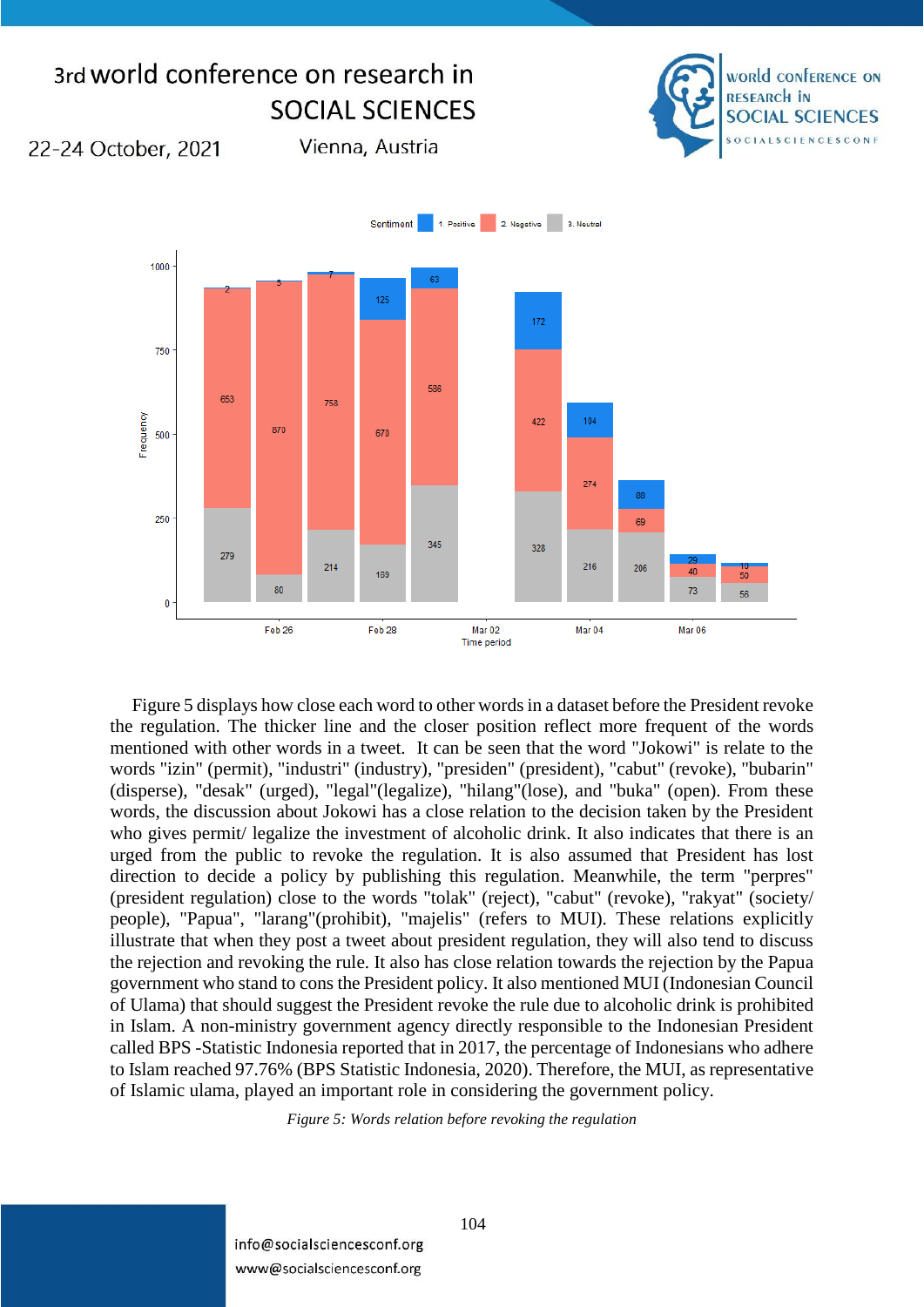Figure 5 displays how close each word to other words in a dataset before the President revoke the regulation. The thicker line and the closer position reflect more frequent of the words mentioned with other words in a tweet. It can be seen that the word "Jokowi" is relate to the words "izin" (permit), "industri" (industry), "presiden" (president), "cabut" (revoke), "bubarin" (disperse), "desak" (urged), "legal"(legalize), "hilang"(lose), and "buka" (open). From these words, the discussion about Jokowi has a close relation to the decision taken by the President who gives permit/ legalize the investment of alcoholic drink. It also indicates that there is an urged from the public to revoke the regulation. It is also assumed that President has lost direction to decide a policy by publishing this regulation. Meanwhile, the term "perpres" (president regulation) close to the words "tolak" (reject), "cabut" (revoke), "rakyat" (society/ people), "Papua", "larang"(prohibit), "majelis" (refers to MUI). These relations explicitly illustrate that when they post a tweet about president regulation, they will also tend to discuss the rejection and revoking the rule. It also has close relation towards the rejection by the Papua government who stand to cons the President policy. It also mentioned MUI (Indonesian Council of Ulama) that should suggest the President revoke the rule due to alcoholic drink is prohibited in Islam. A non-ministry government agency directly responsible to the Indonesian President called BPS -Statistic Indonesia reported that in 2017, the percentage of Indonesians who adhere to Islam reached 97.76% (BPS Statistic Indonesia, 2020). Therefore, the MUI, as representative of Islamic ulama, played an important role in considering the government policy.

*Figure 5: Words relation before revoking the regulation*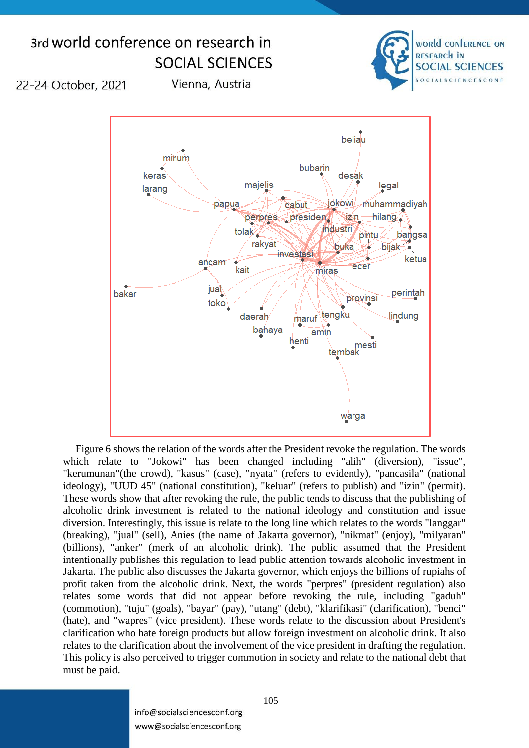Figure 6 shows the relation of the words after the President revoke the regulation. The words which relate to "Jokowi" has been changed including "alih" (diversion), "issue", "kerumunan"(the crowd), "kasus" (case), "nyata" (refers to evidently), "pancasila" (national ideology), "UUD 45" (national constitution), "keluar" (refers to publish) and "izin" (permit). These words show that after revoking the rule, the public tends to discuss that the publishing of alcoholic drink investment is related to the national ideology and constitution and issue diversion. Interestingly, this issue is relate to the long line which relates to the words "langgar" (breaking), "jual" (sell), Anies (the name of Jakarta governor), "nikmat" (enjoy), "milyaran" (billions), "anker" (merk of an alcoholic drink). The public assumed that the President intentionally publishes this regulation to lead public attention towards alcoholic investment in Jakarta. The public also discusses the Jakarta governor, which enjoys the billions of rupiahs of profit taken from the alcoholic drink. Next, the words "perpres" (president regulation) also relates some words that did not appear before revoking the rule, including "gaduh" (commotion), "tuju" (goals), "bayar" (pay), "utang" (debt), "klarifikasi" (clarification), "benci" (hate), and "wapres" (vice president). These words relate to the discussion about President's clarification who hate foreign products but allow foreign investment on alcoholic drink. It also relates to the clarification about the involvement of the vice president in drafting the regulation. This policy is also perceived to trigger commotion in society and relate to the national debt that must be paid.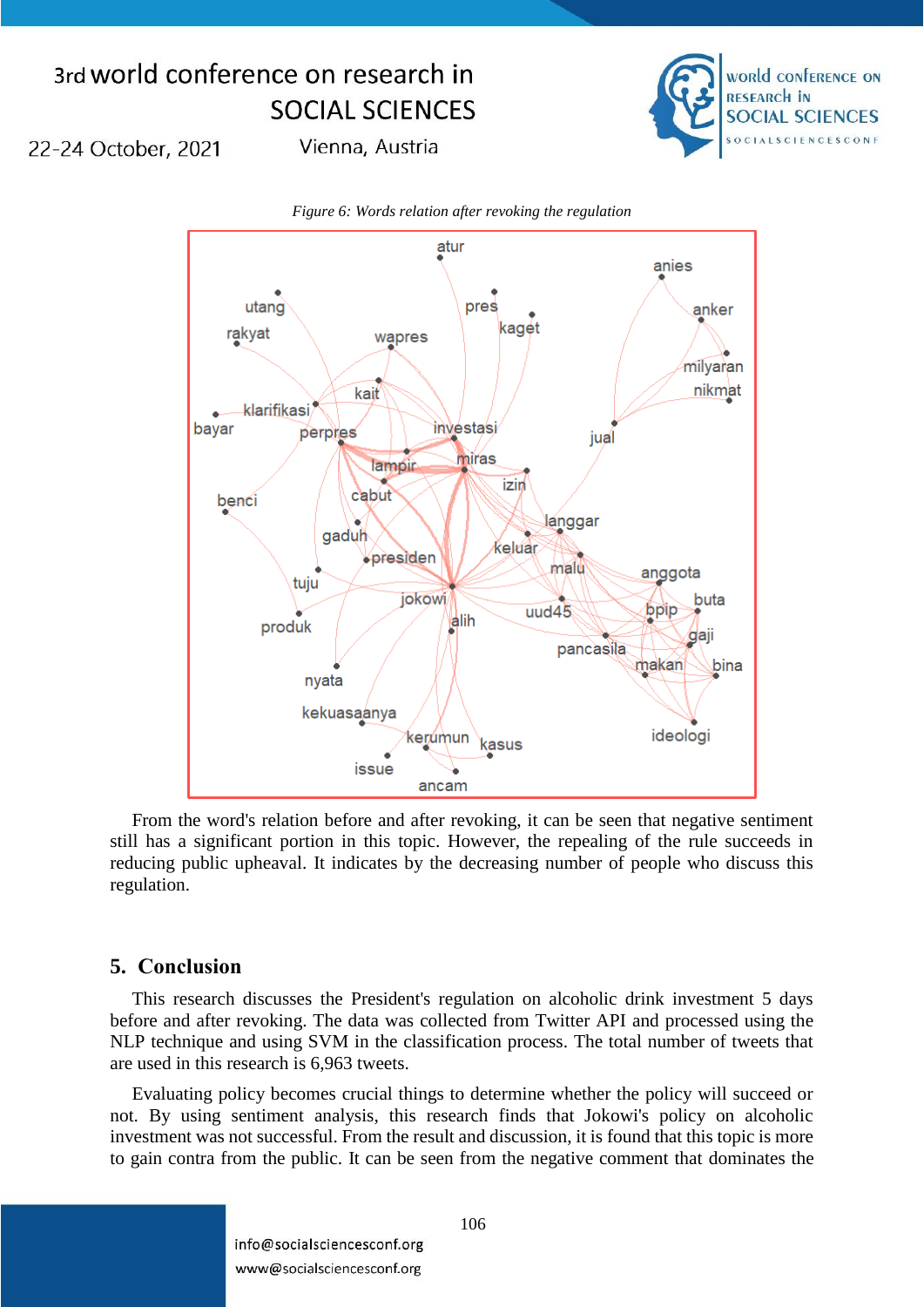*Figure 6: Words relation after revoking the regulation*

From the word's relation before and after revoking, it can be seen that negative sentiment still has a significant portion in this topic. However, the repealing of the rule succeeds in reducing public upheaval. It indicates by the decreasing number of people who discuss this regulation.

## 5. Conclusion

This research discusses the President's regulation on alcoholic drink investment 5 days before and after revoking. The data was collected from Twitter API and processed using the NLP technique and using SVM in the classification process. The total number of tweets that are used in this research is 6,963 tweets.

Evaluating policy becomes crucial things to determine whether the policy will succeed or not. By using sentiment analysis, this research finds that Jokowi's policy on alcoholic investment was not successful. From the result and discussion, it is found that this topic is more to gain contra from the public. It can be seen from the negative comment that dominates the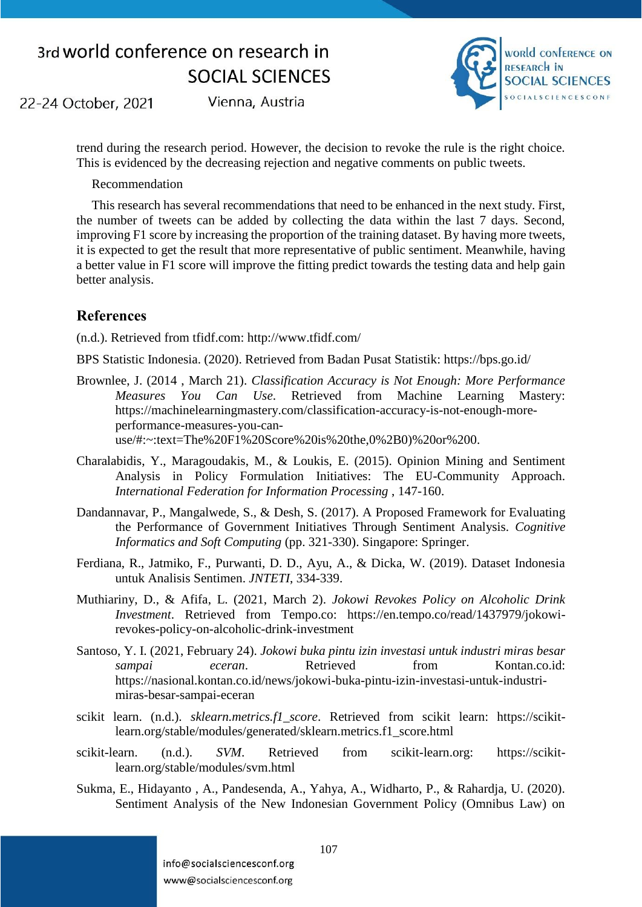trend during the research period. However, the decision to revoke the rule is the right choice. This is evidenced by the decreasing rejection and negative comments on public tweets.

Recommendation

This research has several recommendations that need to be enhanced in the next study. First, the number of tweets can be added by collecting the data within the last 7 days. Second, improving F1 score by increasing the proportion of the training dataset. By having more tweets, it is expected to get the result that more representative of public sentiment. Meanwhile, having a better value in F1 score will improve the fitting predict towards the testing data and help gain better analysis.

## References

(n.d.). Retrieved from tfidf.com: http://www.tfidf.com/

BPS Statistic Indonesia. (2020). Retrieved from Badan Pusat Statistik: https://bps.go.id/

Brownlee, J. (2014 , March 21). *Classification Accuracy is Not Enough: More Performance Measures You Can Use*. Retrieved from Machine Learning Mastery: https://machinelearningmastery.com/classification-accuracy-is-not-enough-more-performance-measures-you-can-use/#:~:text=The%20F1%20Score%20is%20the,0%2B0)%20or%200.

Charalabidis, Y., Maragoudakis, M., & Loukis, E. (2015). Opinion Mining and Sentiment Analysis in Policy Formulation Initiatives: The EU-Community Approach. *International Federation for Information Processing* , 147-160.

Dandannavar, P., Mangalwede, S., & Desh, S. (2017). A Proposed Framework for Evaluating the Performance of Government Initiatives Through Sentiment Analysis. *Cognitive Informatics and Soft Computing* (pp. 321-330). Singapore: Springer.

Ferdiana, R., Jatmiko, F., Purwanti, D. D., Ayu, A., & Dicka, W. (2019). Dataset Indonesia untuk Analisis Sentimen. *JNTETI*, 334-339.

Muthiariny, D., & Afifa, L. (2021, March 2). *Jokowi Revokes Policy on Alcoholic Drink Investment*. Retrieved from Tempo.co: https://en.tempo.co/read/1437979/jokowi-revokes-policy-on-alcoholic-drink-investment

Santoso, Y. I. (2021, February 24). *Jokowi buka pintu izin investasi untuk industri miras besar sampai eceran*. Retrieved from Kontan.co.id: https://nasional.kontan.co.id/news/jokowi-buka-pintu-izin-investasi-untuk-industri-miras-besar-sampai-eceran

scikit learn. (n.d.). *sklearn.metrics.f1_score*. Retrieved from scikit learn: https://scikit-learn.org/stable/modules/generated/sklearn.metrics.f1_score.html

scikit-learn. (n.d.). *SVM*. Retrieved from scikit-learn.org: https://scikit-learn.org/stable/modules/svm.html

Sukma, E., Hidayanto , A., Pandesenda, A., Yahya, A., Widharto, P., & Rahardja, U. (2020). Sentiment Analysis of the New Indonesian Government Policy (Omnibus Law) on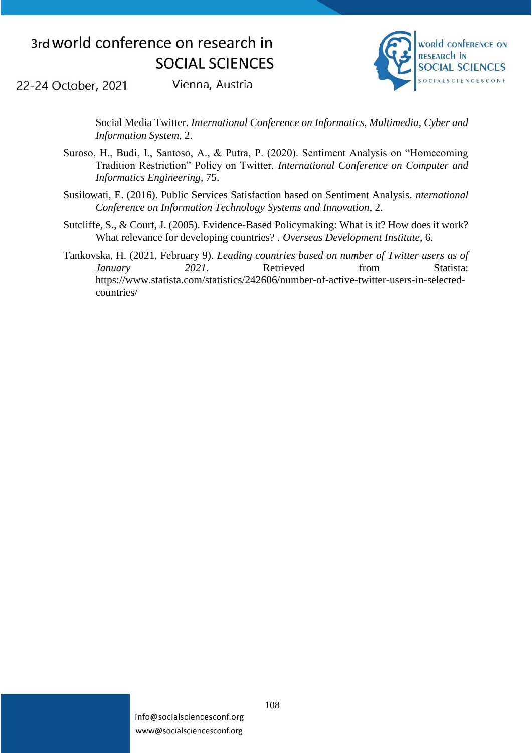Social Media Twitter. *International Conference on Informatics, Multimedia, Cyber and Information System*, 2.

Suroso, H., Budi, I., Santoso, A., & Putra, P. (2020). Sentiment Analysis on "Homecoming Tradition Restriction" Policy on Twitter. *International Conference on Computer and Informatics Engineering*, 75.

Susilowati, E. (2016). Public Services Satisfaction based on Sentiment Analysis. *nternational Conference on Information Technology Systems and Innovation*, 2.

Sutcliffe, S., & Court, J. (2005). Evidence-Based Policymaking: What is it? How does it work? What relevance for developing countries? . *Overseas Development Institute*, 6.

Tankovska, H. (2021, February 9). *Leading countries based on number of Twitter users as of January 2021*. Retrieved from Statista: https://www.statista.com/statistics/242606/number-of-active-twitter-users-in-selected-countries/